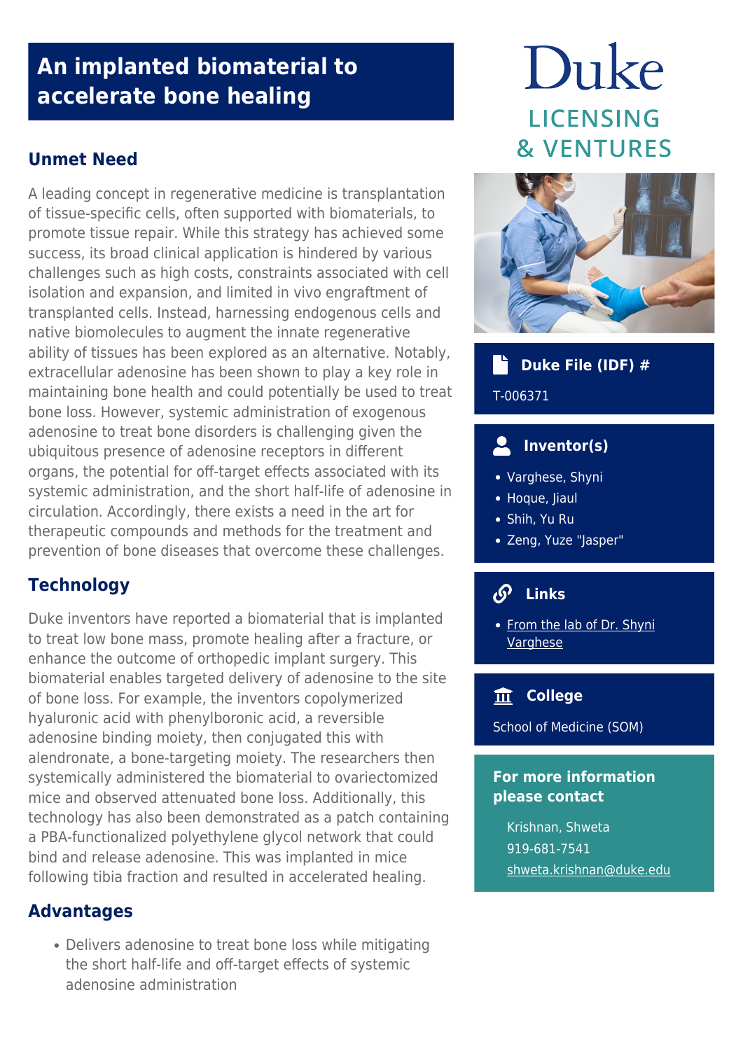# An implanted biomaterial to accelerate bone healing

Duke LICENSING & VENTURES

## Unmet Need

A leading concept in regenerative medicine is transplantation of tissue-specific cells, often supported with biomaterials, to promote tissue repair. While this strategy has achieved some success, its broad clinical application is hindered by various challenges such as high costs, constraints associated with cell isolation and expansion, and limited in vivo engraftment of transplanted cells. Instead, harnessing endogenous cells and native biomolecules to augment the innate regenerative ability of tissues has been explored as an alternative. Notably, extracellular adenosine has been shown to play a key role in maintaining bone health and could potentially be used to treat bone loss. However, systemic administration of exogenous adenosine to treat bone disorders is challenging given the ubiquitous presence of adenosine receptors in different organs, the potential for off-target effects associated with its systemic administration, and the short half-life of adenosine in circulation. Accordingly, there exists a need in the art for therapeutic compounds and methods for the treatment and prevention of bone diseases that overcome these challenges.

## Technology

Duke inventors have reported a biomaterial that is implanted to treat low bone mass, promote healing after a fracture, or enhance the outcome of orthopedic implant surgery. This biomaterial enables targeted delivery of adenosine to the site of bone loss. For example, the inventors copolymerized hyaluronic acid with phenylboronic acid, a reversible adenosine binding moiety, then conjugated this with alendronate, a bone-targeting moiety. The researchers then systemically administered the biomaterial to ovariectomized mice and observed attenuated bone loss. Additionally, this technology has also been demonstrated as a patch containing a PBA-functionalized polyethylene glycol network that could bind and release adenosine. This was implanted in mice following tibia fraction and resulted in accelerated healing.

## Advantages

- Delivers adenosine to treat bone loss while mitigating the short half-life and off-target effects of systemic adenosine administration

### Duke File (IDF) #

T-006371

### Inventor(s)

- Varghese, Shyni
- Hoque, Jiaul
- Shih, Yu Ru
- Zeng, Yuze "Jasper"

### Links

- From the lab of Dr. Shyni Varghese

### College

School of Medicine (SOM)

### For more information please contact

Krishnan, Shweta
919-681-7541
shweta.krishnan@duke.edu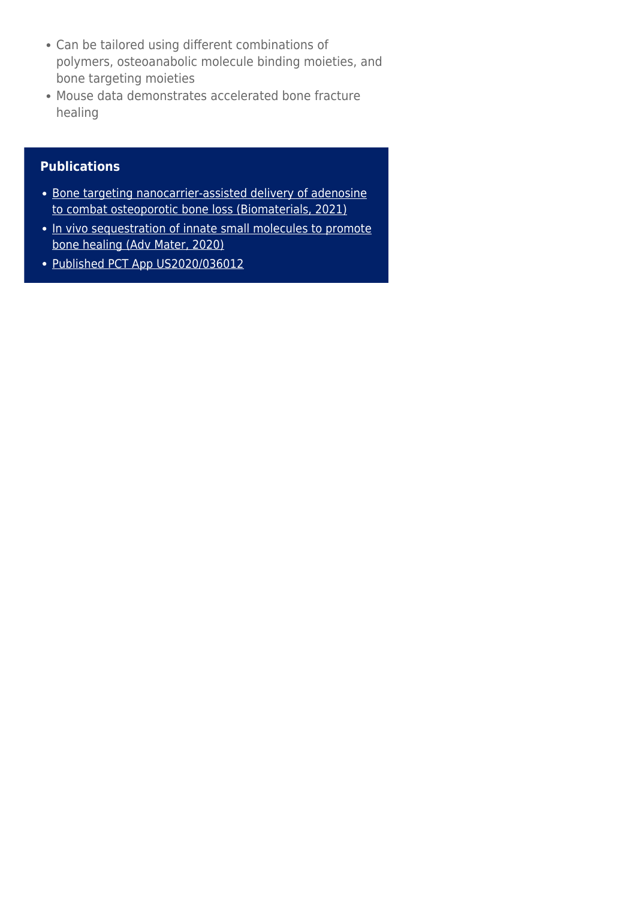- Can be tailored using different combinations of polymers, osteoanabolic molecule binding moieties, and bone targeting moieties
- Mouse data demonstrates accelerated bone fracture healing

### Publications

- Bone targeting nanocarrier-assisted delivery of adenosine to combat osteoporotic bone loss (Biomaterials, 2021)
- In vivo sequestration of innate small molecules to promote bone healing (Adv Mater, 2020)
- Published PCT App US2020/036012